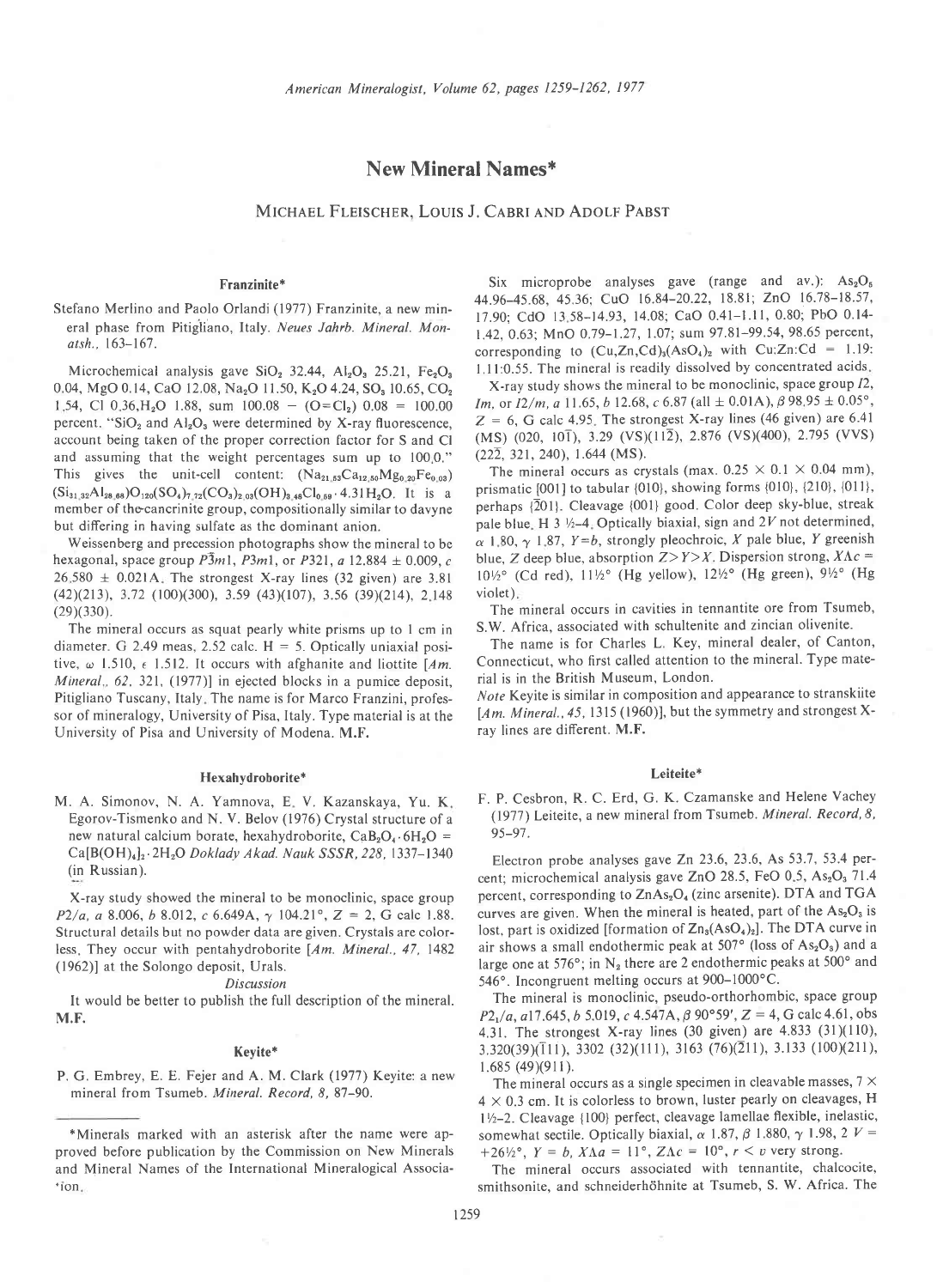# New Mineral Names*

MICHAEL FLEISCHER, LOUIS J. CABRI AND ADOLF PABST

## Franzinite*

Stefano Merlino and Paolo Orlandi (1977) Franzinite, a new mineral phase from Pitigliano, Italy. *Neues Jahrb. Mineral. Monatsh.*, 163–167.

Microchemical analysis gave $SiO_2$ 32.44, $Al_2O_3$ 25.21, $Fe_2O_3$ 0.04, MgO 0.14, CaO 12.08, $Na_2O$ 11.50, $K_2O$ 4.24, $SO_3$ 10.65, $CO_2$ 1.54, Cl 0.36, $H_2O$ 1.88, sum 100.08 − ($O{=}Cl_2$) 0.08 = 100.00 percent. "$SiO_2$ and $Al_2O_3$ were determined by X-ray fluorescence, account being taken of the proper correction factor for S and Cl and assuming that the weight percentages sum up to 100.0." This gives the unit-cell content: $(Na_{21.53}Ca_{12.50}Mg_{0.20}Fe_{0.03})(Si_{31.32}Al_{28.68})O_{120}(SO_4)_{7.72}(CO_3)_{2.03}(OH)_{8.48}Cl_{0.59} \cdot 4.31H_2O$. It is a member of the cancrinite group, compositionally similar to davyne but differing in having sulfate as the dominant anion.

Weissenberg and precession photographs show the mineral to be hexagonal, space group $P\bar{3}m1$, $P3m1$, or $P321$, $a$ 12.884 ± 0.009, $c$ 26.580 ± 0.021A. The strongest X-ray lines (32 given) are 3.81 (42)(213), 3.72 (100)(300), 3.59 (43)(107), 3.56 (39)(214), 2.148 (29)(330).

The mineral occurs as squat pearly white prisms up to 1 cm in diameter. G 2.49 meas, 2.52 calc. H = 5. Optically uniaxial positive, $\omega$ 1.510, $\epsilon$ 1.512. It occurs with afghanite and liottite [*Am. Mineral.*, 62, 321, (1977)] in ejected blocks in a pumice deposit, Pitigliano Tuscany, Italy. The name is for Marco Franzini, professor of mineralogy, University of Pisa, Italy. Type material is at the University of Pisa and University of Modena. **M.F.**

## Hexahydroborite*

M. A. Simonov, N. A. Yamnova, E. V. Kazanskaya, Yu. K. Egorov-Tismenko and N. V. Belov (1976) Crystal structure of a new natural calcium borate, hexahydroborite, $CaB_2O_4 \cdot 6H_2O$ = $Ca[B(OH)_4]_2 \cdot 2H_2O$ *Doklady Akad. Nauk SSSR*, 228, 1337–1340 (in Russian).

X-ray study showed the mineral to be monoclinic, space group $P2/a$, $a$ 8.006, $b$ 8.012, $c$ 6.649A, $\gamma$ 104.21°, Z = 2, G calc 1.88. Structural details but no powder data are given. Crystals are colorless. They occur with pentahydroborite [*Am. Mineral.*, 47, 1482 (1962)] at the Solongo deposit, Urals.

*Discussion*

It would be better to publish the full description of the mineral. **M.F.**

## Keyite*

P. G. Embrey, E. E. Fejer and A. M. Clark (1977) Keyite: a new mineral from Tsumeb. *Mineral. Record*, 8, 87–90.

Six microprobe analyses gave (range and av.): $As_2O_5$ 44.96–45.68, 45.36; CuO 16.84–20.22, 18.81; ZnO 16.78–18.57, 17.90; CdO 13.58–14.93, 14.08; CaO 0.41–1.11, 0.80; PbO 0.14–1.42, 0.63; MnO 0.79–1.27, 1.07; sum 97.81–99.54, 98.65 percent, corresponding to $(Cu,Zn,Cd)_3(AsO_4)_2$ with Cu:Zn:Cd = 1.19:1.11:0.55. The mineral is readily dissolved by concentrated acids.

X-ray study shows the mineral to be monoclinic, space group $I2$, $Im$, or $I2/m$, $a$ 11.65, $b$ 12.68, $c$ 6.87 (all ± 0.01A), $\beta$ 98.95 ± 0.05°, Z = 6, G calc 4.95. The strongest X-ray lines (46 given) are 6.41 (MS) (020, $10\bar{1}$), 3.29 (VS)($11\bar{2}$), 2.876 (VS)(400), 2.795 (VVS) ($22\bar{2}$, 321, 240), 1.644 (MS).

The mineral occurs as crystals (max. 0.25 × 0.1 × 0.04 mm), prismatic [001] to tabular {010}, showing forms {010}, {210}, {011}, perhaps {$\bar{2}$01}. Cleavage {001} good. Color deep sky-blue, streak pale blue. H 3 ½–4. Optically biaxial, sign and 2V not determined, $\alpha$ 1.80, $\gamma$ 1.87, Y=b, strongly pleochroic, X pale blue, Y greenish blue, Z deep blue, absorption Z>Y>X. Dispersion strong, $X\Lambda c$ = 10½° (Cd red), 11½° (Hg yellow), 12½° (Hg green), 9½° (Hg violet).

The mineral occurs in cavities in tennantite ore from Tsumeb, S.W. Africa, associated with schultenite and zincian olivenite.

The name is for Charles L. Key, mineral dealer, of Canton, Connecticut, who first called attention to the mineral. Type material is in the British Museum, London.

*Note* Keyite is similar in composition and appearance to stranskiite [*Am. Mineral.*, 45, 1315 (1960)], but the symmetry and strongest X-ray lines are different. **M.F.**

## Leiteite*

F. P. Cesbron, R. C. Erd, G. K. Czamanske and Helene Vachey (1977) Leiteite, a new mineral from Tsumeb. *Mineral. Record*, 8, 95–97.

Electron probe analyses gave Zn 23.6, 23.6, As 53.7, 53.4 percent; microchemical analysis gave ZnO 28.5, FeO 0.5, $As_2O_3$ 71.4 percent, corresponding to $ZnAs_2O_4$ (zinc arsenite). DTA and TGA curves are given. When the mineral is heated, part of the $As_2O_3$ is lost, part is oxidized [formation of $Zn_3(AsO_4)_2$]. The DTA curve in air shows a small endothermic peak at 507° (loss of $As_2O_3$) and a large one at 576°; in $N_2$ there are 2 endothermic peaks at 500° and 546°. Incongruent melting occurs at 900–1000°C.

The mineral is monoclinic, pseudo-orthorhombic, space group $P2_1/a$, $a$ 17.645, $b$ 5.019, $c$ 4.547A, $\beta$ 90°59′, Z = 4, G calc 4.61, obs 4.31. The strongest X-ray lines (30 given) are 4.833 (31)(110), 3.320(39)($\bar{1}$11), 3302 (32)(111), 3163 (76)($\bar{2}$11), 3.133 (100)(211), 1.685 (49)(911).

The mineral occurs as a single specimen in cleavable masses, 7 × 4 × 0.3 cm. It is colorless to brown, luster pearly on cleavages, H 1½–2. Cleavage {100} perfect, cleavage lamellae flexible, inelastic, somewhat sectile. Optically biaxial, $\alpha$ 1.87, $\beta$ 1.880, $\gamma$ 1.98, 2 V = +26½°, Y = b, $X\Lambda a$ = 11°, $Z\Lambda c$ = 10°, $r < v$ very strong.

The mineral occurs associated with tennantite, chalcocite, smithsonite, and schneiderhöhnite at Tsumeb, S. W. Africa. The

*Minerals marked with an asterisk after the name were approved before publication by the Commission on New Minerals and Mineral Names of the International Mineralogical Association.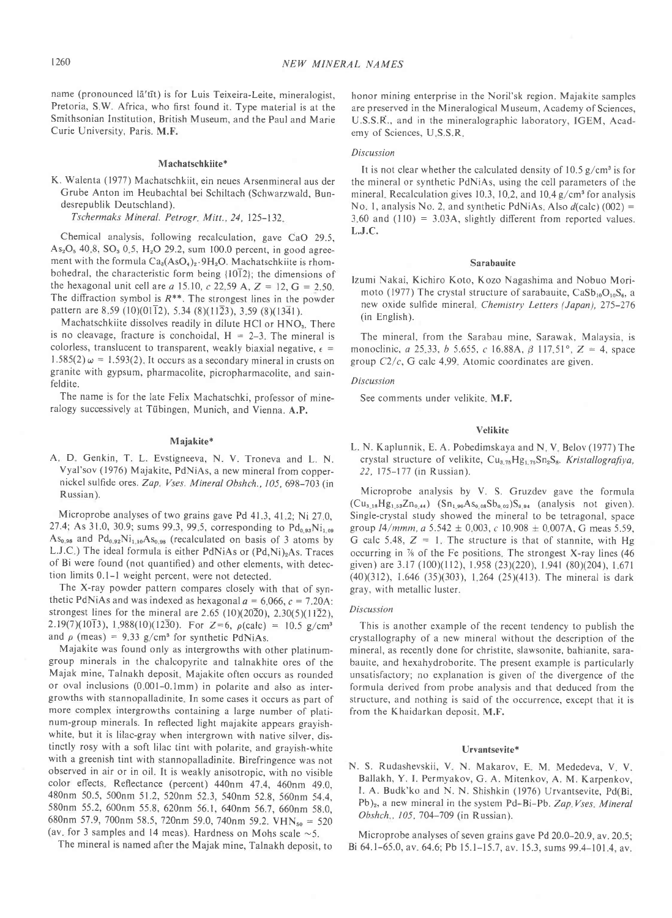name (pronounced lā'tīt) is for Luis Teixeira-Leite, mineralogist, Pretoria, S.W. Africa, who first found it. Type material is at the Smithsonian Institution, British Museum, and the Paul and Marie Curie University, Paris. **M.F.**

### Machatschkiite*

K. Walenta (1977) Machatschkiit, ein neues Arsenmineral aus der Grube Anton im Heubachtal bei Schiltach (Schwarzwald, Bundesrepublik Deutschland). *Tschermaks Mineral. Petrogr. Mitt., 24,* 125–132.

Chemical analysis, following recalculation, gave CaO 29.5, $As_2O_5$ 40.8, $SO_3$ 0.5, $H_2O$ 29.2, sum 100.0 percent, in good agreement with the formula $Ca_3(AsO_4)_2 \cdot 9H_2O$. Machatschkiite is rhombohedral, the characteristic form being {10$\bar{1}$2}; the dimensions of the hexagonal unit cell are *a* 15.10, *c* 22.59 A, Z = 12, G = 2.50. The diffraction symbol is $R$**. The strongest lines in the powder pattern are 8.59 (10)(01$\bar{1}$2), 5.34 (8)(11$\bar{2}$3), 3.59 (8)(13$\bar{4}$1).

Machatschkiite dissolves readily in dilute HCl or $HNO_3$. There is no cleavage, fracture is conchoidal, H = 2–3. The mineral is colorless, translucent to transparent, weakly biaxial negative, $\epsilon$ = 1.585(2) $\omega$ = 1.593(2). It occurs as a secondary mineral in crusts on granite with gypsum, pharmacolite, picropharmacolite, and sainfeldite.

The name is for the late Felix Machatschki, professor of mineralogy successively at Tübingen, Munich, and Vienna. **A.P.**

### Majakite*

A. D. Genkin, T. L. Evstigneeva, N. V. Troneva and L. N. Vyal'sov (1976) Majakite, PdNiAs, a new mineral from copper-nickel sulfide ores. *Zap. Vses. Mineral Obshch., 105,* 698–703 (in Russian).

Microprobe analyses of two grains gave Pd 41.3, 41.2; Ni 27.0, 27.4; As 31.0, 30.9; sums 99.3, 99.5, corresponding to $Pd_{0.93}Ni_{1.09}As_{0.98}$ and $Pd_{0.92}Ni_{1.10}As_{0.98}$ (recalculated on basis of 3 atoms by L.J.C.) The ideal formula is either PdNiAs or $(Pd,Ni)_2As$. Traces of Bi were found (not quantified) and other elements, with detection limits 0.1–1 weight percent, were not detected.

The X-ray powder pattern compares closely with that of synthetic PdNiAs and was indexed as hexagonal *a* = 6.066, *c* = 7.20A: strongest lines for the mineral are 2.65 (10)(20$\bar{2}$0), 2.30(5)(11$\bar{2}$2), 2.19(7)(10$\bar{1}$3), 1.988(10)(12$\bar{3}$0). For Z=6, $\rho$(calc) = 10.5 g/cm³ and $\rho$ (meas) = 9.33 g/cm³ for synthetic PdNiAs.

Majakite was found only as intergrowths with other platinum-group minerals in the chalcopyrite and talnakhite ores of the Majak mine, Talnakh deposit. Majakite often occurs as rounded or oval inclusions (0.001–0.1mm) in polarite and also as intergrowths with stannopalladinite. In some cases it occurs as part of more complex intergrowths containing a large number of platinum-group minerals. In reflected light majakite appears grayish-white, but it is lilac-gray when intergrown with native silver, distinctly rosy with a soft lilac tint with polarite, and grayish-white with a greenish tint with stannopalladinite. Birefringence was not observed in air or in oil. It is weakly anisotropic, with no visible color effects. Reflectance (percent) 440nm 47.4, 460nm 49.0, 480nm 50.5, 500nm 51.2, 520nm 52.3, 540nm 52.8, 560nm 54.4, 580nm 55.2, 600nm 55.8, 620nm 56.1, 640nm 56.7, 660nm 58.0, 680nm 57.9, 700nm 58.5, 720nm 59.0, 740nm 59.2. $VHN_{50}$ = 520 (av. for 3 samples and 14 meas). Hardness on Mohs scale ~5.

The mineral is named after the Majak mine, Talnakh deposit, to honor mining enterprise in the Noril'sk region. Majakite samples are preserved in the Mineralogical Museum, Academy of Sciences, U.S.S.R., and in the mineralographic laboratory, IGEM, Academy of Sciences, U.S.S.R.

*Discussion*

It is not clear whether the calculated density of 10.5 g/cm³ is for the mineral or synthetic PdNiAs, using the cell parameters of the mineral. Recalculation gives 10.3, 10.2, and 10.4 g/cm³ for analysis No. 1, analysis No. 2, and synthetic PdNiAs. Also *d*(calc) (002) = 3.60 and (110) = 3.03A, slightly different from reported values. **L.J.C.**

### Sarabauite

Izumi Nakai, Kichiro Koto, Kozo Nagashima and Nobuo Morimoto (1977) The crystal structure of sarabauite, $CaSb_{10}O_{10}S_6$, a new oxide sulfide mineral. *Chemistry Letters (Japan),* 275–276 (in English).

The mineral, from the Sarabau mine, Sarawak, Malaysia, is monoclinic, *a* 25.33, *b* 5.655, *c* 16.88A, $\beta$ 117.51°, Z = 4, space group *C*2/*c*, G calc 4.99. Atomic coordinates are given.

*Discussion*

See comments under velikite. **M.F.**

### Velikite

L. N. Kaplunnik, E. A. Pobedimskaya and N. V. Belov (1977) The crystal structure of velikite, $Cu_{3.75}Hg_{1.75}Sn_2S_8$. *Kristallografiya, 22,* 175–177 (in Russian).

Microprobe analysis by V. S. Gruzdev gave the formula $(Cu_{3.18}Hg_{1.53}Zn_{0.44})$ $(Sn_{1.90}As_{0.08}Sb_{0.02})S_{8.94}$ (analysis not given). Single-crystal study showed the mineral to be tetragonal, space group *I*4/*mmm*, *a* 5.542 ± 0.003, *c* 10.908 ± 0.007A, G meas 5.59, G calc 5.48, Z = 1. The structure is that of stannite, with Hg occurring in ⅞ of the Fe positions. The strongest X-ray lines (46 given) are 3.17 (100)(112), 1.958 (23)(220), 1.941 (80)(204), 1.671 (40)(312), 1.646 (35)(303), 1.264 (25)(413). The mineral is dark gray, with metallic luster.

*Discussion*

This is another example of the recent tendency to publish the crystallography of a new mineral without the description of the mineral, as recently done for christite, slawsonite, bahianite, sarabauite, and hexahydroborite. The present example is particularly unsatisfactory; no explanation is given of the divergence of the formula derived from probe analysis and that deduced from the structure, and nothing is said of the occurrence, except that it is from the Khaidarkan deposit. **M.F.**

### Urvantsevite*

N. S. Rudashevskii, V. N. Makarov, E. M. Mededeva, V. V. Ballakh, Y. I. Permyakov, G. A. Mitenkov, A. M. Karpenkov, I. A. Budk'ko and N. N. Shishkin (1976) Urvantsevite, $Pd(Bi,Pb)_2$, a new mineral in the system Pd-Bi-Pb. *Zap. Vses. Mineral Obshch., 105,* 704–709 (in Russian).

Microprobe analyses of seven grains gave Pd 20.0–20.9, av. 20.5; Bi 64.1–65.0, av. 64.6; Pb 15.1–15.7, av. 15.3, sums 99.4–101.4, av.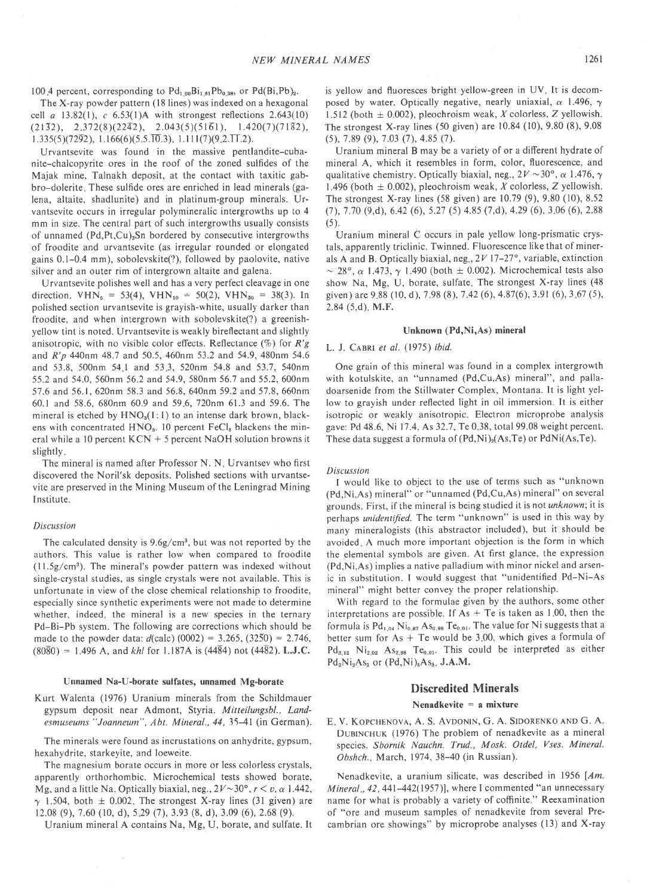100.4 percent, corresponding to $Pd_{1.00}Bi_{1.61}Pb_{0.38}$, or $Pd(Bi,Pb)_2$.

The X-ray powder pattern (18 lines) was indexed on a hexagonal cell $a$ 13.82(1), $c$ 6.53(1)A with strongest reflections 2.643(10) $(21\bar{3}2)$, 2.372(8)$(22\bar{4}2)$, 2.043(5)$(51\bar{6}1)$, 1.420(7)$(71\bar{8}2)$, 1.335(5)$(72\bar{9}2)$, 1.166(6)$(5.5.\overline{10}.3)$, 1.111(7)$(9.2.\overline{11}.2)$.

Urvantsevite was found in the massive pentlandite-cubanite-chalcopyrite ores in the roof of the zoned sulfides of the Majak mine, Talnakh deposit, at the contact with taxitic gabbro-dolerite. These sulfide ores are enriched in lead minerals (galena, altaite, shadlunite) and in platinum-group minerals. Urvantsevite occurs in irregular polymineralic intergrowths up to 4 mm in size. The central part of such intergrowths usually consists of unnamed $(Pd,Pt,Cu)_3Sn$ bordered by consecutive intergrowths of froodite and urvantsevite (as irregular rounded or elongated gains 0.1–0.4 mm), sobolevskite(?), followed by paolovite, native silver and an outer rim of intergrown altaite and galena.

Urvantsevite polishes well and has a very perfect cleavage in one direction. $VHN_5$ = 53(4), $VHN_{10}$ = 50(2), $VHN_{30}$ = 38(3). In polished section urvantsevite is grayish-white, usually darker than froodite, and when intergrown with sobolevskite(?) a greenish-yellow tint is noted. Urvantsevite is weakly bireflectant and slightly anisotropic, with no visible color effects. Reflectance (%) for $R'g$ and $R'p$ 440nm 48.7 and 50.5, 460nm 53.2 and 54.9, 480nm 54.6 and 53.8, 500nm 54.1 and 53.3, 520nm 54.8 and 53.7, 540nm 55.2 and 54.0, 560nm 56.2 and 54.9, 580nm 56.7 and 55.2, 600nm 57.6 and 56.1, 620nm 58.3 and 56.8, 640nm 59.2 and 57.8, 660nm 60.1 and 58.6, 680nm 60.9 and 59.6, 720nm 61.3 and 59.6. The mineral is etched by $HNO_3$(1:1) to an intense dark brown, blackens with concentrated $HNO_3$. 10 percent $FeCl_3$ blackens the mineral while a 10 percent KCN + 5 percent NaOH solution browns it slightly.

The mineral is named after Professor N. N. Urvantsev who first discovered the Noril'sk deposits. Polished sections with urvantsevite are preserved in the Mining Museum of the Leningrad Mining Institute.

*Discussion*

The calculated density is 9.6g/cm³, but was not reported by the authors. This value is rather low when compared to froodite (11.5g/cm³). The mineral's powder pattern was indexed without single-crystal studies, as single crystals were not available. This is unfortunate in view of the close chemical relationship to froodite, especially since synthetic experiments were not made to determine whether, indeed, the mineral is a new species in the ternary Pd-Bi-Pb system. The following are corrections which should be made to the powder data: $d$(calc) (0002) = 3.265, $(32\bar{5}0)$ = 2.746, $(80\bar{8}0)$ = 1.496 A, and $khl$ for 1.187A is $(44\bar{8}4)$ not $(44\bar{8}2)$. **L.J.C.**

#### Unnamed Na-U-borate sulfates, unnamed Mg-borate

Kurt Walenta (1976) Uranium minerals from the Schildmauer gypsum deposit near Admont, Styria. *Mitteilungsbl., Landesmuseums "Joanneum", Abt. Mineral., 44,* 35–41 (in German).

The minerals were found as incrustations on anhydrite, gypsum, hexahydrite, starkeyite, and loeweite.

The magnesium borate occurs in more or less colorless crystals, apparently orthorhombic. Microchemical tests showed borate, Mg, and a little Na. Optically biaxial, neg., $2V$~30°, $r < v$, $\alpha$ 1.442, $\gamma$ 1.504, both ± 0.002. The strongest X-ray lines (31 given) are 12.08 (9), 7.60 (10, d), 5.29 (7), 3.93 (8, d), 3.09 (6), 2.68 (9).

Uranium mineral A contains Na, Mg, U, borate, and sulfate. It is yellow and fluoresces bright yellow-green in UV. It is decomposed by water. Optically negative, nearly uniaxial, $\alpha$ 1.496, $\gamma$ 1.512 (both ± 0.002), pleochroism weak, $X$ colorless, $Z$ yellowish. The strongest X-ray lines (50 given) are 10.84 (10), 9.80 (8), 9.08 (5), 7.89 (9), 7.03 (7), 4.85 (7).

Uranium mineral B may be a variety of or a different hydrate of mineral A, which it resembles in form, color, fluorescence, and qualitative chemistry. Optically biaxial, neg., $2V$ ~30°, $\alpha$ 1.476, $\gamma$ 1.496 (both ± 0.002), pleochroism weak, $X$ colorless, $Z$ yellowish. The strongest X-ray lines (58 given) are 10.79 (9), 9.80 (10), 8.52 (7), 7.70 (9,d), 6.42 (6), 5.27 (5) 4.85 (7,d), 4.29 (6), 3.06 (6), 2.88 (5).

Uranium mineral C occurs in pale yellow long-prismatic crystals, apparently triclinic. Twinned. Fluorescence like that of minerals A and B. Optically biaxial, neg., $2V$ 17–27°, variable, extinction ~ 28°, $\alpha$ 1.473, $\gamma$ 1.490 (both ± 0.002). Microchemical tests also show Na, Mg, U, borate, sulfate. The strongest X-ray lines (48 given) are 9.88 (10, d), 7.98 (8), 7.42 (6), 4.87(6), 3.91 (6), 3.67 (5), 2.84 (5,d). **M.F.**

#### Unknown (Pd,Ni,As) mineral

L. J. Cabri *et al.* (1975) *ibid.*

One grain of this mineral was found in a complex intergrowth with kotulskite, an "unnamed (Pd,Cu,As) mineral", and palladoarsenide from the Stillwater Complex, Montana. It is light yellow to grayish under reflected light in oil immersion. It is either isotropic or weakly anisotropic. Electron microprobe analysis gave: Pd 48.6, Ni 17.4, As 32.7, Te 0.38, total 99.08 weight percent. These data suggest a formula of $(Pd,Ni)_2(As,Te)$ or PdNi(As,Te).

*Discussion*

I would like to object to the use of terms such as "unknown (Pd,Ni,As) mineral" or "unnamed (Pd,Cu,As) mineral" on several grounds. First, if the mineral is being studied it is not *unknown;* it is perhaps *unidentified.* The term "unknown" is used in this way by many mineralogists (this abstractor included), but it should be avoided. A much more important objection is the form in which the elemental symbols are given. At first glance, the expression (Pd,Ni,As) implies a native palladium with minor nickel and arsenic in substitution. I would suggest that "unidentified Pd-Ni-As mineral" might better convey the proper relationship.

With regard to the formulae given by the authors, some other interpretations are possible. If As + Te is taken as 1.00, then the formula is $Pd_{1.04}Ni_{0.67}As_{0.99}Te_{0.01}$. The value for Ni suggests that a better sum for As + Te would be 3.00, which gives a formula of $Pd_{3.12}Ni_{2.02}As_{2.98}Te_{0.01}$. This could be interpreted as either $Pd_3Ni_2As_3$ or $(Pd,Ni)_5As_3$. **J.A.M.**

## Discredited Minerals

#### Nenadkevite = a mixture

E. V. Kopchenova, A. S. Avdonin, G. A. Sidorenko and G. A. Dubinchuk (1976) The problem of nenadkevite as a mineral species. *Sbornik Nauchn. Trud., Mosk. Otdel, Vses. Mineral. Obshch.,* March, 1974, 38–40 (in Russian).

Nenadkevite, a uranium silicate, was described in 1956 [*Am. Mineral., 42,* 441-442(1957)], where I commented "an unnecessary name for what is probably a variety of coffinite." Reexamination of "ore and museum samples of nenadkevite from several Precambrian ore showings" by microprobe analyses (13) and X-ray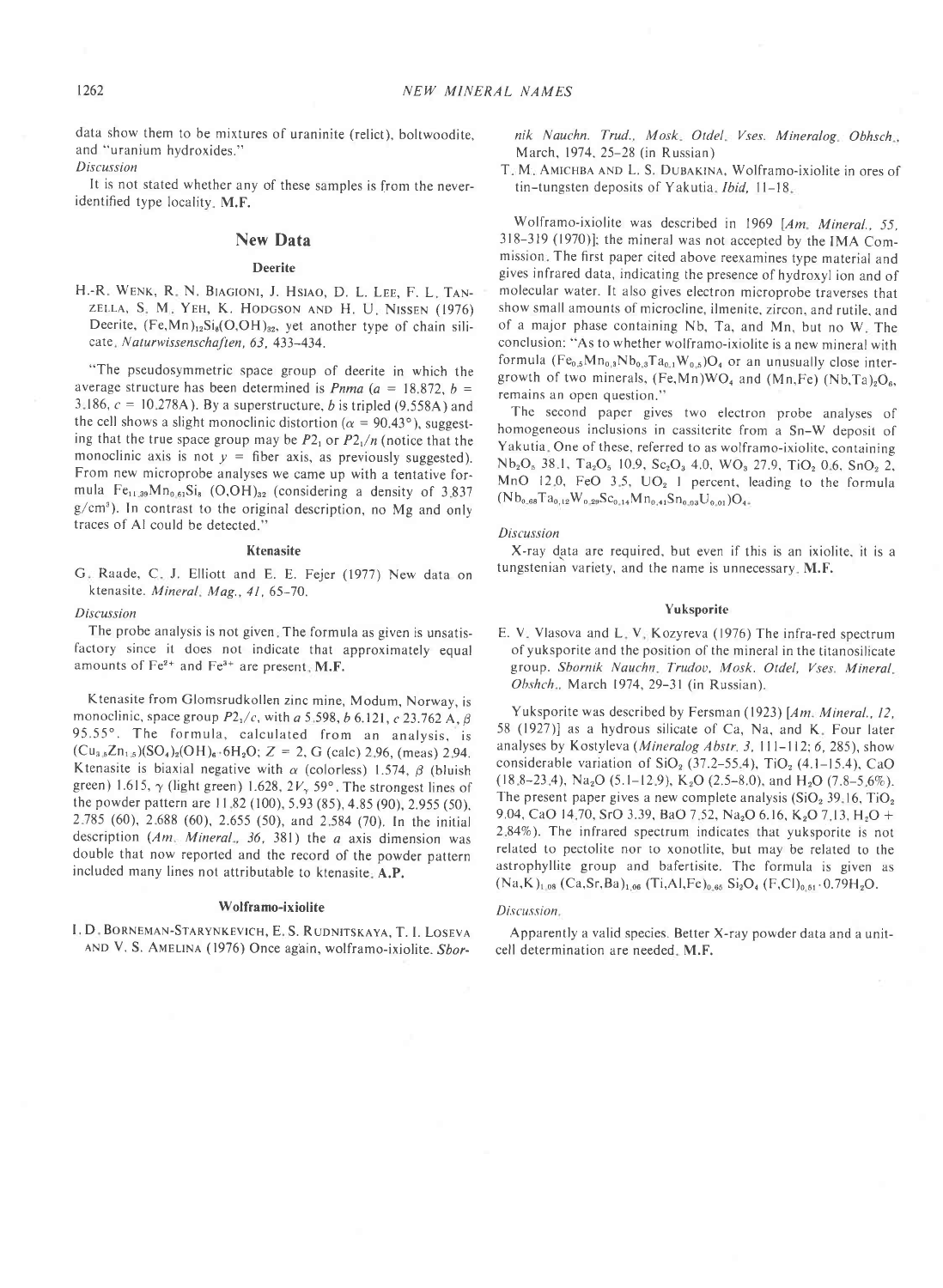data show them to be mixtures of uraninite (relict), boltwoodite, and "uranium hydroxides."

*Discussion*

It is not stated whether any of these samples is from the never-identified type locality. **M.F.**

## New Data

### Deerite

H.-R. Wenk, R. N. Biagioni, J. Hsiao, D. L. Lee, F. L. Tanzella, S. M. Yeh, K. Hodgson and H. U. Nissen (1976) Deerite, $(Fe,Mn)_{12}Si_8(O,OH)_{32}$, yet another type of chain silicate. *Naturwissenschaften, 63,* 433–434.

"The pseudosymmetric space group of deerite in which the average structure has been determined is *Pnma* ($a$ = 18.872, $b$ = 3.186, $c$ = 10.278A). By a superstructure, $b$ is tripled (9.558A) and the cell shows a slight monoclinic distortion ($\alpha$ = 90.43°), suggesting that the true space group may be $P2_1$ or $P2_1/n$ (notice that the monoclinic axis is not $y$ = fiber axis, as previously suggested). From new microprobe analyses we came up with a tentative formula $Fe_{11.39}Mn_{0.61}Si_8$ $(O,OH)_{32}$ (considering a density of 3.837 g/cm³). In contrast to the original description, no Mg and only traces of Al could be detected."

### Ktenasite

G. Raade, C. J. Elliott and E. E. Fejer (1977) New data on ktenasite. *Mineral. Mag., 41,* 65–70.

*Discussion*

The probe analysis is not given. The formula as given is unsatisfactory since it does not indicate that approximately equal amounts of $Fe^{2+}$ and $Fe^{3+}$ are present. **M.F.**

Ktenasite from Glomsrudkollen zinc mine, Modum, Norway, is monoclinic, space group $P2_1/c$, with $a$ 5.598, $b$ 6.121, $c$ 23.762 A, $\beta$ 95.55°. The formula, calculated from an analysis, is $(Cu_{3.5}Zn_{1.5})(SO_4)_2(OH)_6 \cdot 6H_2O$; $Z$ = 2, G (calc) 2.96, (meas) 2.94. Ktenasite is biaxial negative with $\alpha$ (colorless) 1.574, $\beta$ (bluish green) 1.615, $\gamma$ (light green) 1.628, $2V_\gamma$ 59°. The strongest lines of the powder pattern are 11.82 (100), 5.93 (85), 4.85 (90), 2.955 (50), 2.785 (60), 2.688 (60), 2.655 (50), and 2.584 (70). In the initial description (*Am. Mineral., 36,* 381) the $a$ axis dimension was double that now reported and the record of the powder pattern included many lines not attributable to ktenasite. **A.P.**

### Wolframo-ixiolite

I. D. Borneman-Starynkevich, E. S. Rudnitskaya, T. I. Loseva and V. S. Amelina (1976) Once again, wolframo-ixiolite. *Sbornik Nauchn. Trud., Mosk. Otdel. Vses. Mineralog. Obhsch.,* March, 1974, 25–28 (in Russian)

T. M. Amichba and L. S. Dubakina, Wolframo-ixiolite in ores of tin-tungsten deposits of Yakutia. *Ibid,* 11–18.

Wolframo-ixiolite was described in 1969 [*Am. Mineral., 55,* 318–319 (1970)]; the mineral was not accepted by the IMA Commission. The first paper cited above reexamines type material and gives infrared data, indicating the presence of hydroxyl ion and of molecular water. It also gives electron microprobe traverses that show small amounts of microcline, ilmenite, zircon, and rutile, and of a major phase containing Nb, Ta, and Mn, but no W. The conclusion: "As to whether wolframo-ixiolite is a new mineral with formula $(Fe_{0.5}Mn_{0.3}Nb_{0.3}Ta_{0.1}W_{0.5})O_4$ or an unusually close intergrowth of two minerals, $(Fe,Mn)WO_4$ and $(Mn,Fe)(Nb,Ta)_2O_6$, remains an open question."

The second paper gives two electron probe analyses of homogeneous inclusions in cassiterite from a Sn-W deposit of Yakutia. One of these, referred to as wolframo-ixiolite, containing $Nb_2O_5$ 38.1, $Ta_2O_5$ 10.9, $Sc_2O_3$ 4.0, $WO_3$ 27.9, $TiO_2$ 0.6, $SnO_2$ 2, MnO 12.0, FeO 3.5, $UO_2$ 1 percent, leading to the formula $(Nb_{0.68}Ta_{0.12}W_{0.29}Sc_{0.14}Mn_{0.41}Sn_{0.03}U_{0.01})O_4$.

*Discussion*

X-ray data are required, but even if this is an ixiolite, it is a tungstenian variety, and the name is unnecessary. **M.F.**

### Yuksporite

E. V. Vlasova and L. V. Kozyreva (1976) The infra-red spectrum of yuksporite and the position of the mineral in the titanosilicate group. *Sbornik Nauchn. Trudov, Mosk. Otdel. Vses. Mineral. Obshch.,* March 1974, 29–31 (in Russian).

Yuksporite was described by Fersman (1923) [*Am. Mineral., 12,* 58 (1927)] as a hydrous silicate of Ca, Na, and K. Four later analyses by Kostyleva (*Mineralog Abstr. 3,* 111–112; *6,* 285), show considerable variation of $SiO_2$ (37.2–55.4), $TiO_2$ (4.1–15.4), CaO (18.8–23.4), $Na_2O$ (5.1–12.9), $K_2O$ (2.5–8.0), and $H_2O$ (7.8–5.6%). The present paper gives a new complete analysis ($SiO_2$ 39.16, $TiO_2$ 9.04, CaO 14.70, SrO 3.39, BaO 7.52, $Na_2O$ 6.16, $K_2O$ 7.13, $H_2O$ + 2.84%). The infrared spectrum indicates that yuksporite is not related to pectolite nor to xonotlite, but may be related to the astrophyllite group and bafertisite. The formula is given as $(Na,K)_{1.08}(Ca,Sr,Ba)_{1.06}(Ti,Al,Fe)_{0.65}Si_2O_4(F,Cl)_{0.61} \cdot 0.79H_2O$.

*Discussion.*

Apparently a valid species. Better X-ray powder data and a unit-cell determination are needed. **M.F.**